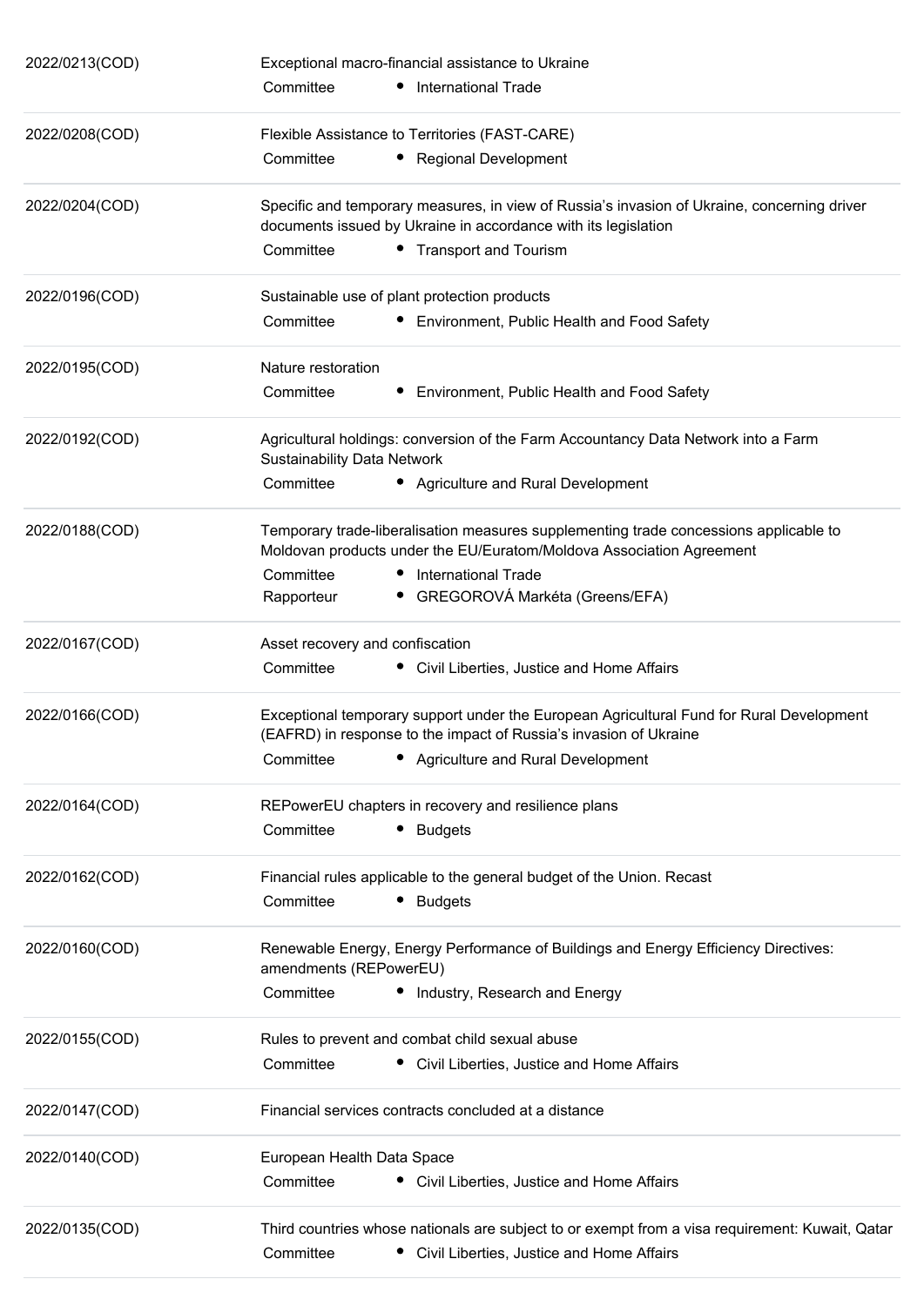| | |
|---|---|
| 2022/0213(COD) | Exceptional macro-financial assistance to Ukraine<br>Committee • International Trade |
| 2022/0208(COD) | Flexible Assistance to Territories (FAST-CARE)<br>Committee • Regional Development |
| 2022/0204(COD) | Specific and temporary measures, in view of Russia's invasion of Ukraine, concerning driver documents issued by Ukraine in accordance with its legislation<br>Committee • Transport and Tourism |
| 2022/0196(COD) | Sustainable use of plant protection products<br>Committee • Environment, Public Health and Food Safety |
| 2022/0195(COD) | Nature restoration<br>Committee • Environment, Public Health and Food Safety |
| 2022/0192(COD) | Agricultural holdings: conversion of the Farm Accountancy Data Network into a Farm Sustainability Data Network<br>Committee • Agriculture and Rural Development |
| 2022/0188(COD) | Temporary trade-liberalisation measures supplementing trade concessions applicable to Moldovan products under the EU/Euratom/Moldova Association Agreement<br>Committee • International Trade<br>Rapporteur • GREGOROVÁ Markéta (Greens/EFA) |
| 2022/0167(COD) | Asset recovery and confiscation<br>Committee • Civil Liberties, Justice and Home Affairs |
| 2022/0166(COD) | Exceptional temporary support under the European Agricultural Fund for Rural Development (EAFRD) in response to the impact of Russia's invasion of Ukraine<br>Committee • Agriculture and Rural Development |
| 2022/0164(COD) | REPowerEU chapters in recovery and resilience plans<br>Committee • Budgets |
| 2022/0162(COD) | Financial rules applicable to the general budget of the Union. Recast<br>Committee • Budgets |
| 2022/0160(COD) | Renewable Energy, Energy Performance of Buildings and Energy Efficiency Directives: amendments (REPowerEU)<br>Committee • Industry, Research and Energy |
| 2022/0155(COD) | Rules to prevent and combat child sexual abuse<br>Committee • Civil Liberties, Justice and Home Affairs |
| 2022/0147(COD) | Financial services contracts concluded at a distance |
| 2022/0140(COD) | European Health Data Space<br>Committee • Civil Liberties, Justice and Home Affairs |
| 2022/0135(COD) | Third countries whose nationals are subject to or exempt from a visa requirement: Kuwait, Qatar<br>Committee • Civil Liberties, Justice and Home Affairs |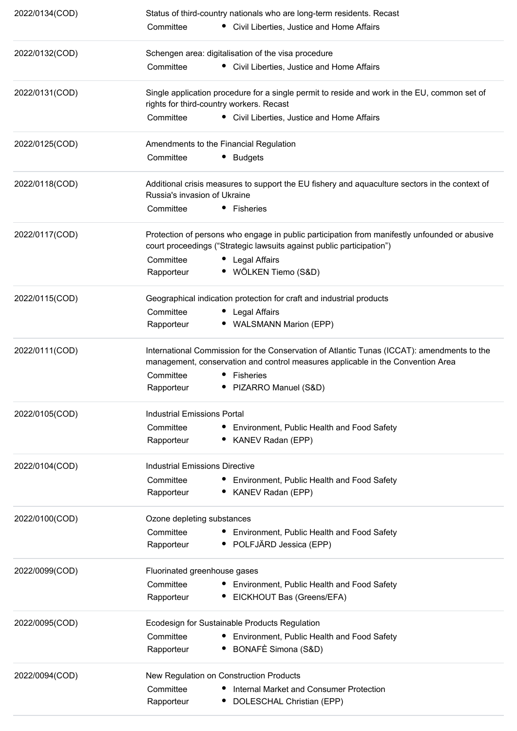| | |
|---|---|
| 2022/0134(COD) | Status of third-country nationals who are long-term residents. Recast<br>Committee • Civil Liberties, Justice and Home Affairs |
| 2022/0132(COD) | Schengen area: digitalisation of the visa procedure<br>Committee • Civil Liberties, Justice and Home Affairs |
| 2022/0131(COD) | Single application procedure for a single permit to reside and work in the EU, common set of rights for third-country workers. Recast<br>Committee • Civil Liberties, Justice and Home Affairs |
| 2022/0125(COD) | Amendments to the Financial Regulation<br>Committee • Budgets |
| 2022/0118(COD) | Additional crisis measures to support the EU fishery and aquaculture sectors in the context of Russia's invasion of Ukraine<br>Committee • Fisheries |
| 2022/0117(COD) | Protection of persons who engage in public participation from manifestly unfounded or abusive court proceedings ("Strategic lawsuits against public participation")<br>Committee • Legal Affairs<br>Rapporteur • WÖLKEN Tiemo (S&D) |
| 2022/0115(COD) | Geographical indication protection for craft and industrial products<br>Committee • Legal Affairs<br>Rapporteur • WALSMANN Marion (EPP) |
| 2022/0111(COD) | International Commission for the Conservation of Atlantic Tunas (ICCAT): amendments to the management, conservation and control measures applicable in the Convention Area<br>Committee • Fisheries<br>Rapporteur • PIZARRO Manuel (S&D) |
| 2022/0105(COD) | Industrial Emissions Portal<br>Committee • Environment, Public Health and Food Safety<br>Rapporteur • KANEV Radan (EPP) |
| 2022/0104(COD) | Industrial Emissions Directive<br>Committee • Environment, Public Health and Food Safety<br>Rapporteur • KANEV Radan (EPP) |
| 2022/0100(COD) | Ozone depleting substances<br>Committee • Environment, Public Health and Food Safety<br>Rapporteur • POLFJÄRD Jessica (EPP) |
| 2022/0099(COD) | Fluorinated greenhouse gases<br>Committee • Environment, Public Health and Food Safety<br>Rapporteur • EICKHOUT Bas (Greens/EFA) |
| 2022/0095(COD) | Ecodesign for Sustainable Products Regulation<br>Committee • Environment, Public Health and Food Safety<br>Rapporteur • BONAFÈ Simona (S&D) |
| 2022/0094(COD) | New Regulation on Construction Products<br>Committee • Internal Market and Consumer Protection<br>Rapporteur • DOLESCHAL Christian (EPP) |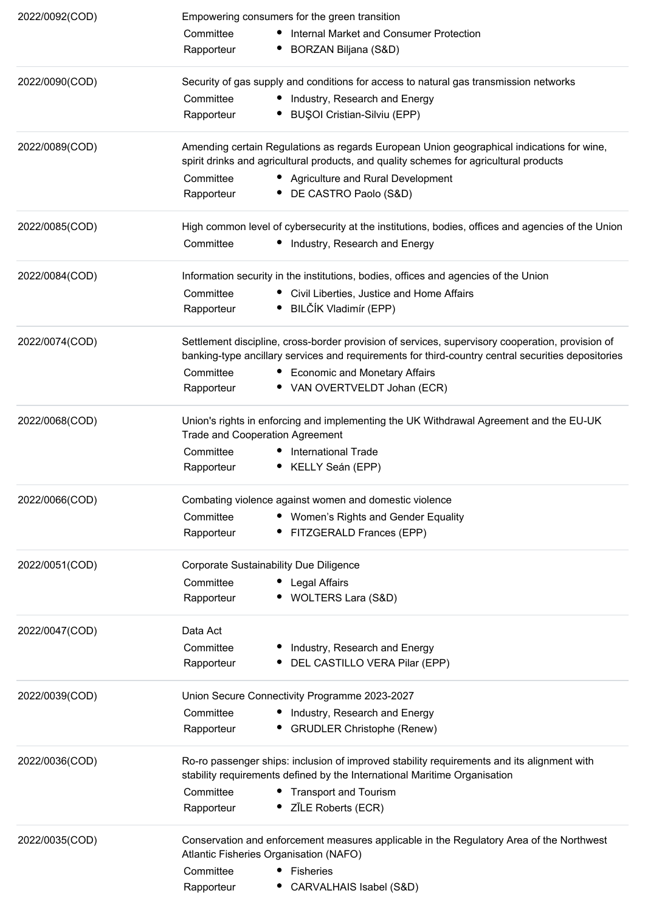| | |
|---|---|
| 2022/0092(COD) | Empowering consumers for the green transition<br>Committee • Internal Market and Consumer Protection<br>Rapporteur • BORZAN Biljana (S&D) |
| 2022/0090(COD) | Security of gas supply and conditions for access to natural gas transmission networks<br>Committee • Industry, Research and Energy<br>Rapporteur • BUŞOI Cristian-Silviu (EPP) |
| 2022/0089(COD) | Amending certain Regulations as regards European Union geographical indications for wine, spirit drinks and agricultural products, and quality schemes for agricultural products<br>Committee • Agriculture and Rural Development<br>Rapporteur • DE CASTRO Paolo (S&D) |
| 2022/0085(COD) | High common level of cybersecurity at the institutions, bodies, offices and agencies of the Union<br>Committee • Industry, Research and Energy |
| 2022/0084(COD) | Information security in the institutions, bodies, offices and agencies of the Union<br>Committee • Civil Liberties, Justice and Home Affairs<br>Rapporteur • BILČÍK Vladimír (EPP) |
| 2022/0074(COD) | Settlement discipline, cross-border provision of services, supervisory cooperation, provision of banking-type ancillary services and requirements for third-country central securities depositories<br>Committee • Economic and Monetary Affairs<br>Rapporteur • VAN OVERTVELDT Johan (ECR) |
| 2022/0068(COD) | Union's rights in enforcing and implementing the UK Withdrawal Agreement and the EU-UK Trade and Cooperation Agreement<br>Committee • International Trade<br>Rapporteur • KELLY Seán (EPP) |
| 2022/0066(COD) | Combating violence against women and domestic violence<br>Committee • Women's Rights and Gender Equality<br>Rapporteur • FITZGERALD Frances (EPP) |
| 2022/0051(COD) | Corporate Sustainability Due Diligence<br>Committee • Legal Affairs<br>Rapporteur • WOLTERS Lara (S&D) |
| 2022/0047(COD) | Data Act<br>Committee • Industry, Research and Energy<br>Rapporteur • DEL CASTILLO VERA Pilar (EPP) |
| 2022/0039(COD) | Union Secure Connectivity Programme 2023-2027<br>Committee • Industry, Research and Energy<br>Rapporteur • GRUDLER Christophe (Renew) |
| 2022/0036(COD) | Ro-ro passenger ships: inclusion of improved stability requirements and its alignment with stability requirements defined by the International Maritime Organisation<br>Committee • Transport and Tourism<br>Rapporteur • ZĪLE Roberts (ECR) |
| 2022/0035(COD) | Conservation and enforcement measures applicable in the Regulatory Area of the Northwest Atlantic Fisheries Organisation (NAFO)<br>Committee • Fisheries<br>Rapporteur • CARVALHAIS Isabel (S&D) |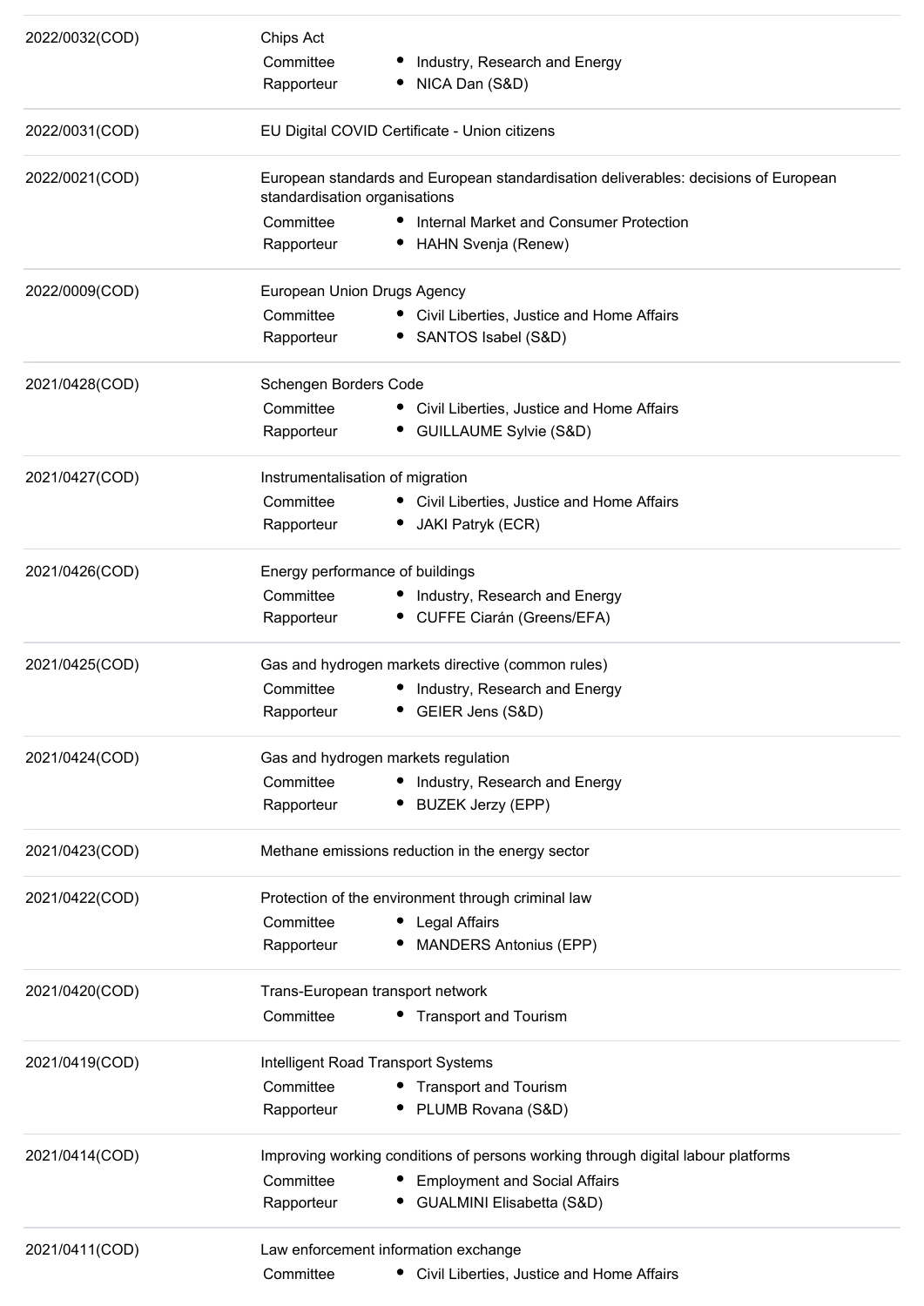| Procedure | Details |
| --- | --- |
| 2022/0032(COD) | Chips Act<br>Committee: • Industry, Research and Energy<br>Rapporteur: • NICA Dan (S&D) |
| 2022/0031(COD) | EU Digital COVID Certificate - Union citizens |
| 2022/0021(COD) | European standards and European standardisation deliverables: decisions of European standardisation organisations<br>Committee: • Internal Market and Consumer Protection<br>Rapporteur: • HAHN Svenja (Renew) |
| 2022/0009(COD) | European Union Drugs Agency<br>Committee: • Civil Liberties, Justice and Home Affairs<br>Rapporteur: • SANTOS Isabel (S&D) |
| 2021/0428(COD) | Schengen Borders Code<br>Committee: • Civil Liberties, Justice and Home Affairs<br>Rapporteur: • GUILLAUME Sylvie (S&D) |
| 2021/0427(COD) | Instrumentalisation of migration<br>Committee: • Civil Liberties, Justice and Home Affairs<br>Rapporteur: • JAKI Patryk (ECR) |
| 2021/0426(COD) | Energy performance of buildings<br>Committee: • Industry, Research and Energy<br>Rapporteur: • CUFFE Ciarán (Greens/EFA) |
| 2021/0425(COD) | Gas and hydrogen markets directive (common rules)<br>Committee: • Industry, Research and Energy<br>Rapporteur: • GEIER Jens (S&D) |
| 2021/0424(COD) | Gas and hydrogen markets regulation<br>Committee: • Industry, Research and Energy<br>Rapporteur: • BUZEK Jerzy (EPP) |
| 2021/0423(COD) | Methane emissions reduction in the energy sector |
| 2021/0422(COD) | Protection of the environment through criminal law<br>Committee: • Legal Affairs<br>Rapporteur: • MANDERS Antonius (EPP) |
| 2021/0420(COD) | Trans-European transport network<br>Committee: • Transport and Tourism |
| 2021/0419(COD) | Intelligent Road Transport Systems<br>Committee: • Transport and Tourism<br>Rapporteur: • PLUMB Rovana (S&D) |
| 2021/0414(COD) | Improving working conditions of persons working through digital labour platforms<br>Committee: • Employment and Social Affairs<br>Rapporteur: • GUALMINI Elisabetta (S&D) |
| 2021/0411(COD) | Law enforcement information exchange<br>Committee: • Civil Liberties, Justice and Home Affairs |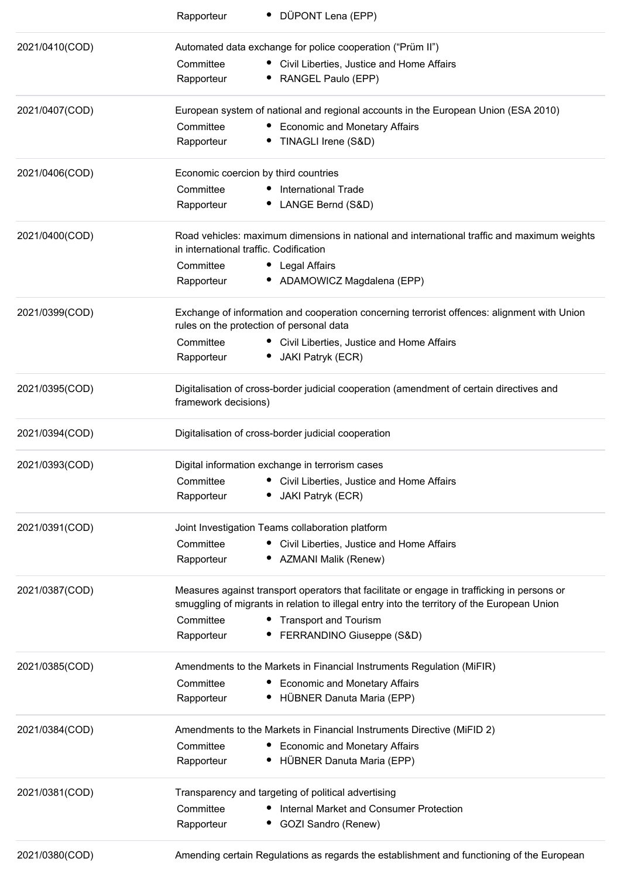| | | |
|---|---|---|
| | Rapporteur | • DÜPONT Lena (EPP) |
| 2021/0410(COD) | Automated data exchange for police cooperation ("Prüm II") | |
| | Committee | • Civil Liberties, Justice and Home Affairs |
| | Rapporteur | • RANGEL Paulo (EPP) |
| 2021/0407(COD) | European system of national and regional accounts in the European Union (ESA 2010) | |
| | Committee | • Economic and Monetary Affairs |
| | Rapporteur | • TINAGLI Irene (S&D) |
| 2021/0406(COD) | Economic coercion by third countries | |
| | Committee | • International Trade |
| | Rapporteur | • LANGE Bernd (S&D) |
| 2021/0400(COD) | Road vehicles: maximum dimensions in national and international traffic and maximum weights in international traffic. Codification | |
| | Committee | • Legal Affairs |
| | Rapporteur | • ADAMOWICZ Magdalena (EPP) |
| 2021/0399(COD) | Exchange of information and cooperation concerning terrorist offences: alignment with Union rules on the protection of personal data | |
| | Committee | • Civil Liberties, Justice and Home Affairs |
| | Rapporteur | • JAKI Patryk (ECR) |
| 2021/0395(COD) | Digitalisation of cross-border judicial cooperation (amendment of certain directives and framework decisions) | |
| 2021/0394(COD) | Digitalisation of cross-border judicial cooperation | |
| 2021/0393(COD) | Digital information exchange in terrorism cases | |
| | Committee | • Civil Liberties, Justice and Home Affairs |
| | Rapporteur | • JAKI Patryk (ECR) |
| 2021/0391(COD) | Joint Investigation Teams collaboration platform | |
| | Committee | • Civil Liberties, Justice and Home Affairs |
| | Rapporteur | • AZMANI Malik (Renew) |
| 2021/0387(COD) | Measures against transport operators that facilitate or engage in trafficking in persons or smuggling of migrants in relation to illegal entry into the territory of the European Union | |
| | Committee | • Transport and Tourism |
| | Rapporteur | • FERRANDINO Giuseppe (S&D) |
| 2021/0385(COD) | Amendments to the Markets in Financial Instruments Regulation (MiFIR) | |
| | Committee | • Economic and Monetary Affairs |
| | Rapporteur | • HÜBNER Danuta Maria (EPP) |
| 2021/0384(COD) | Amendments to the Markets in Financial Instruments Directive (MiFID 2) | |
| | Committee | • Economic and Monetary Affairs |
| | Rapporteur | • HÜBNER Danuta Maria (EPP) |
| 2021/0381(COD) | Transparency and targeting of political advertising | |
| | Committee | • Internal Market and Consumer Protection |
| | Rapporteur | • GOZI Sandro (Renew) |
| 2021/0380(COD) | Amending certain Regulations as regards the establishment and functioning of the European | |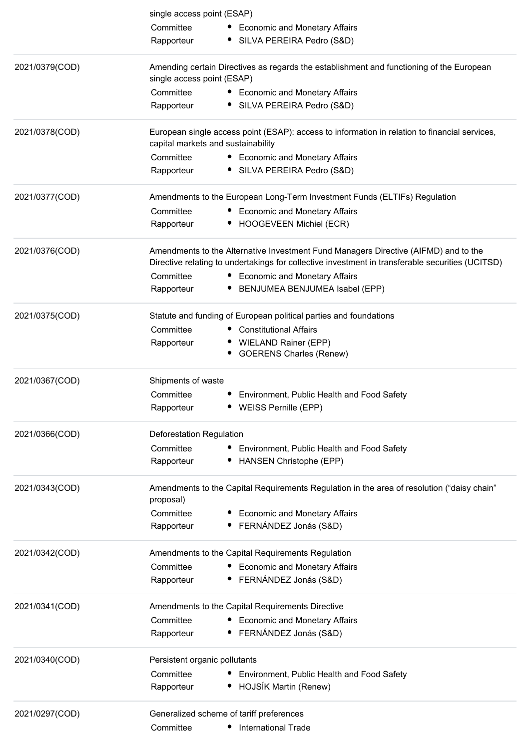single access point (ESAP)

Committee • Economic and Monetary Affairs
Rapporteur • SILVA PEREIRA Pedro (S&D)

---

**2021/0379(COD)**

Amending certain Directives as regards the establishment and functioning of the European single access point (ESAP)

Committee • Economic and Monetary Affairs
Rapporteur • SILVA PEREIRA Pedro (S&D)

---

**2021/0378(COD)**

European single access point (ESAP): access to information in relation to financial services, capital markets and sustainability

Committee • Economic and Monetary Affairs
Rapporteur • SILVA PEREIRA Pedro (S&D)

---

**2021/0377(COD)**

Amendments to the European Long-Term Investment Funds (ELTIFs) Regulation

Committee • Economic and Monetary Affairs
Rapporteur • HOOGEVEEN Michiel (ECR)

---

**2021/0376(COD)**

Amendments to the Alternative Investment Fund Managers Directive (AIFMD) and to the Directive relating to undertakings for collective investment in transferable securities (UCITSD)

Committee • Economic and Monetary Affairs
Rapporteur • BENJUMEA BENJUMEA Isabel (EPP)

---

**2021/0375(COD)**

Statute and funding of European political parties and foundations

Committee • Constitutional Affairs
Rapporteur • WIELAND Rainer (EPP)
• GOERENS Charles (Renew)

---

**2021/0367(COD)**

Shipments of waste

Committee • Environment, Public Health and Food Safety
Rapporteur • WEISS Pernille (EPP)

---

**2021/0366(COD)**

Deforestation Regulation

Committee • Environment, Public Health and Food Safety
Rapporteur • HANSEN Christophe (EPP)

---

**2021/0343(COD)**

Amendments to the Capital Requirements Regulation in the area of resolution ("daisy chain" proposal)

Committee • Economic and Monetary Affairs
Rapporteur • FERNÁNDEZ Jonás (S&D)

---

**2021/0342(COD)**

Amendments to the Capital Requirements Regulation

Committee • Economic and Monetary Affairs
Rapporteur • FERNÁNDEZ Jonás (S&D)

---

**2021/0341(COD)**

Amendments to the Capital Requirements Directive

Committee • Economic and Monetary Affairs
Rapporteur • FERNÁNDEZ Jonás (S&D)

---

**2021/0340(COD)**

Persistent organic pollutants

Committee • Environment, Public Health and Food Safety
Rapporteur • HOJSÍK Martin (Renew)

---

**2021/0297(COD)**

Generalized scheme of tariff preferences

Committee • International Trade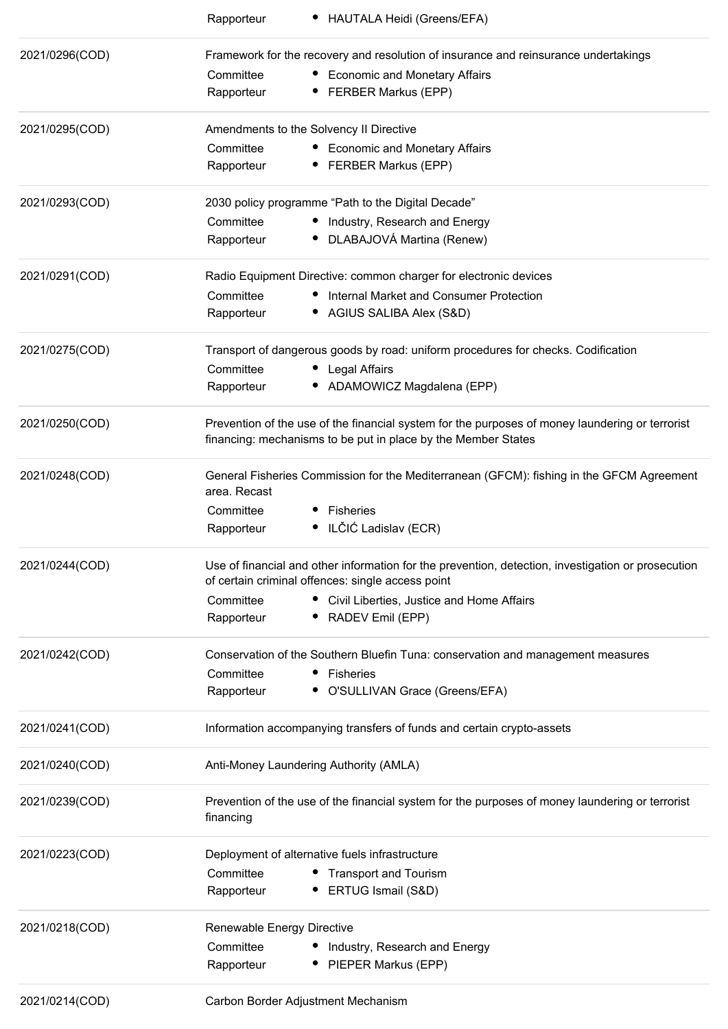| | | |
|---|---|---|
| | Rapporteur | • HAUTALA Heidi (Greens/EFA) |
| 2021/0296(COD) | Framework for the recovery and resolution of insurance and reinsurance undertakings | |
| | Committee | • Economic and Monetary Affairs |
| | Rapporteur | • FERBER Markus (EPP) |
| 2021/0295(COD) | Amendments to the Solvency II Directive | |
| | Committee | • Economic and Monetary Affairs |
| | Rapporteur | • FERBER Markus (EPP) |
| 2021/0293(COD) | 2030 policy programme "Path to the Digital Decade" | |
| | Committee | • Industry, Research and Energy |
| | Rapporteur | • DLABAJOVÁ Martina (Renew) |
| 2021/0291(COD) | Radio Equipment Directive: common charger for electronic devices | |
| | Committee | • Internal Market and Consumer Protection |
| | Rapporteur | • AGIUS SALIBA Alex (S&D) |
| 2021/0275(COD) | Transport of dangerous goods by road: uniform procedures for checks. Codification | |
| | Committee | • Legal Affairs |
| | Rapporteur | • ADAMOWICZ Magdalena (EPP) |
| 2021/0250(COD) | Prevention of the use of the financial system for the purposes of money laundering or terrorist financing: mechanisms to be put in place by the Member States | |
| 2021/0248(COD) | General Fisheries Commission for the Mediterranean (GFCM): fishing in the GFCM Agreement area. Recast | |
| | Committee | • Fisheries |
| | Rapporteur | • ILČIĆ Ladislav (ECR) |
| 2021/0244(COD) | Use of financial and other information for the prevention, detection, investigation or prosecution of certain criminal offences: single access point | |
| | Committee | • Civil Liberties, Justice and Home Affairs |
| | Rapporteur | • RADEV Emil (EPP) |
| 2021/0242(COD) | Conservation of the Southern Bluefin Tuna: conservation and management measures | |
| | Committee | • Fisheries |
| | Rapporteur | • O'SULLIVAN Grace (Greens/EFA) |
| 2021/0241(COD) | Information accompanying transfers of funds and certain crypto-assets | |
| 2021/0240(COD) | Anti-Money Laundering Authority (AMLA) | |
| 2021/0239(COD) | Prevention of the use of the financial system for the purposes of money laundering or terrorist financing | |
| 2021/0223(COD) | Deployment of alternative fuels infrastructure | |
| | Committee | • Transport and Tourism |
| | Rapporteur | • ERTUG Ismail (S&D) |
| 2021/0218(COD) | Renewable Energy Directive | |
| | Committee | • Industry, Research and Energy |
| | Rapporteur | • PIEPER Markus (EPP) |
| 2021/0214(COD) | Carbon Border Adjustment Mechanism | |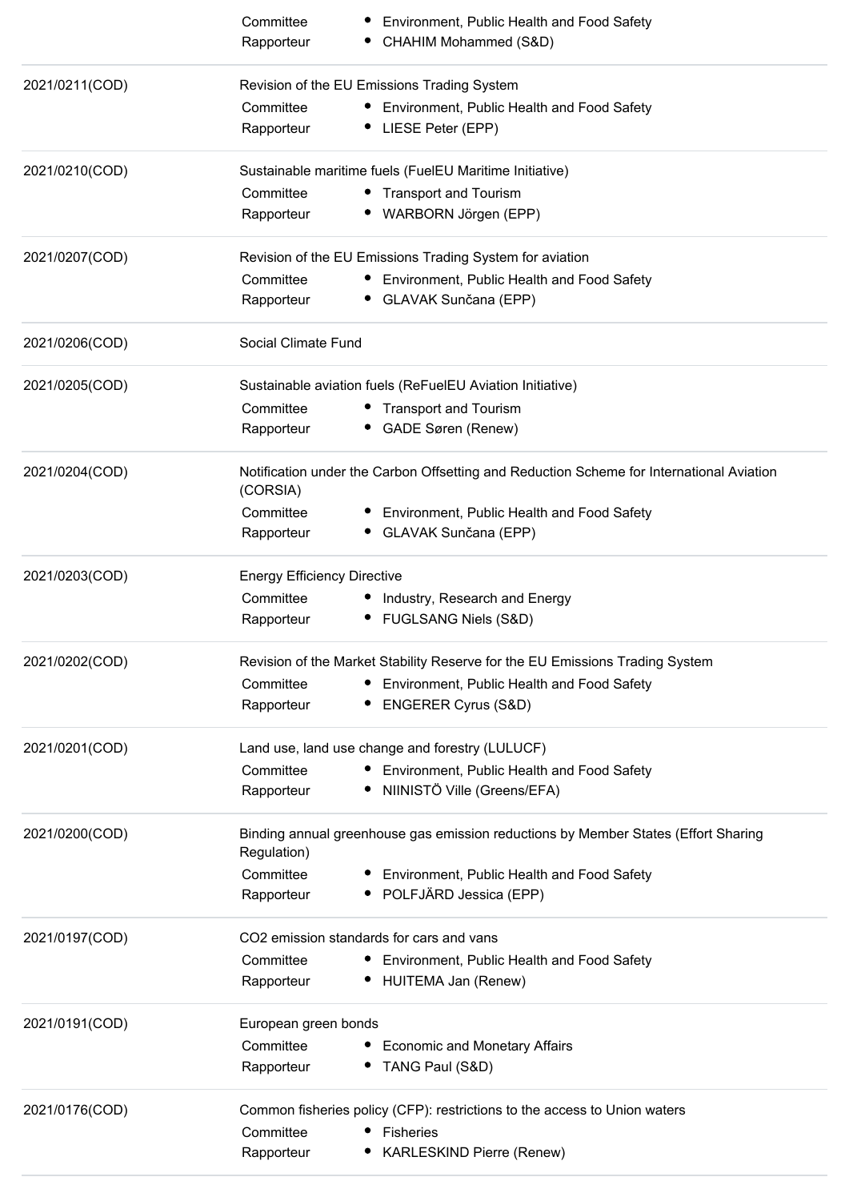| | | |
|---|---|---|
| | Committee | • Environment, Public Health and Food Safety |
| | Rapporteur | • CHAHIM Mohammed (S&D) |
| 2021/0211(COD) | Revision of the EU Emissions Trading System | |
| | Committee | • Environment, Public Health and Food Safety |
| | Rapporteur | • LIESE Peter (EPP) |
| 2021/0210(COD) | Sustainable maritime fuels (FuelEU Maritime Initiative) | |
| | Committee | • Transport and Tourism |
| | Rapporteur | • WARBORN Jörgen (EPP) |
| 2021/0207(COD) | Revision of the EU Emissions Trading System for aviation | |
| | Committee | • Environment, Public Health and Food Safety |
| | Rapporteur | • GLAVAK Sunčana (EPP) |
| 2021/0206(COD) | Social Climate Fund | |
| 2021/0205(COD) | Sustainable aviation fuels (ReFuelEU Aviation Initiative) | |
| | Committee | • Transport and Tourism |
| | Rapporteur | • GADE Søren (Renew) |
| 2021/0204(COD) | Notification under the Carbon Offsetting and Reduction Scheme for International Aviation (CORSIA) | |
| | Committee | • Environment, Public Health and Food Safety |
| | Rapporteur | • GLAVAK Sunčana (EPP) |
| 2021/0203(COD) | Energy Efficiency Directive | |
| | Committee | • Industry, Research and Energy |
| | Rapporteur | • FUGLSANG Niels (S&D) |
| 2021/0202(COD) | Revision of the Market Stability Reserve for the EU Emissions Trading System | |
| | Committee | • Environment, Public Health and Food Safety |
| | Rapporteur | • ENGERER Cyrus (S&D) |
| 2021/0201(COD) | Land use, land use change and forestry (LULUCF) | |
| | Committee | • Environment, Public Health and Food Safety |
| | Rapporteur | • NIINISTÖ Ville (Greens/EFA) |
| 2021/0200(COD) | Binding annual greenhouse gas emission reductions by Member States (Effort Sharing Regulation) | |
| | Committee | • Environment, Public Health and Food Safety |
| | Rapporteur | • POLFJÄRD Jessica (EPP) |
| 2021/0197(COD) | CO2 emission standards for cars and vans | |
| | Committee | • Environment, Public Health and Food Safety |
| | Rapporteur | • HUITEMA Jan (Renew) |
| 2021/0191(COD) | European green bonds | |
| | Committee | • Economic and Monetary Affairs |
| | Rapporteur | • TANG Paul (S&D) |
| 2021/0176(COD) | Common fisheries policy (CFP): restrictions to the access to Union waters | |
| | Committee | • Fisheries |
| | Rapporteur | • KARLESKIND Pierre (Renew) |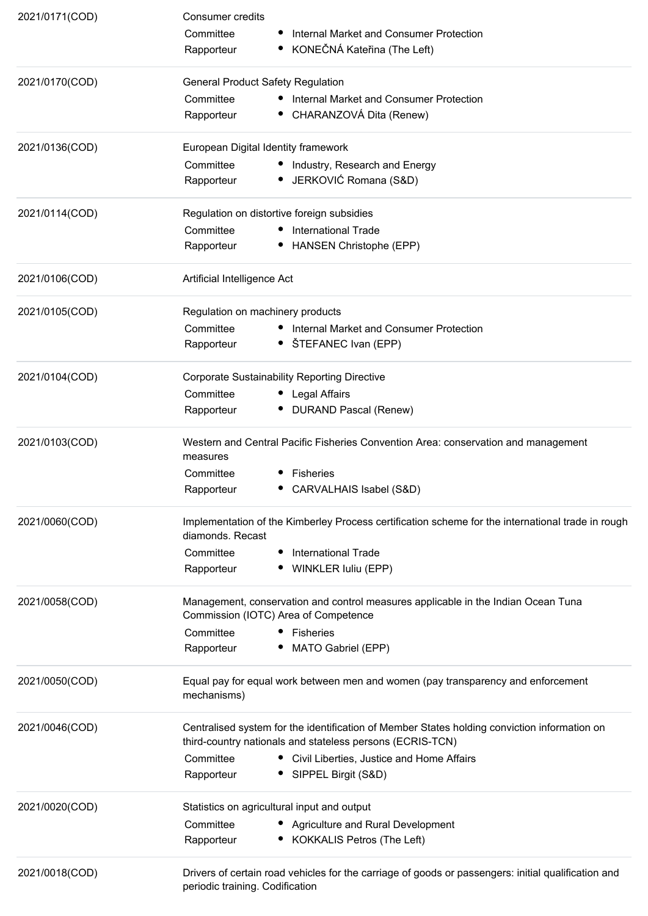2021/0171(COD)

Consumer credits

| | |
|---|---|
| Committee | • Internal Market and Consumer Protection |
| Rapporteur | • KONEČNÁ Kateřina (The Left) |

2021/0170(COD)

General Product Safety Regulation

| | |
|---|---|
| Committee | • Internal Market and Consumer Protection |
| Rapporteur | • CHARANZOVÁ Dita (Renew) |

2021/0136(COD)

European Digital Identity framework

| | |
|---|---|
| Committee | • Industry, Research and Energy |
| Rapporteur | • JERKOVIĆ Romana (S&D) |

2021/0114(COD)

Regulation on distortive foreign subsidies

| | |
|---|---|
| Committee | • International Trade |
| Rapporteur | • HANSEN Christophe (EPP) |

2021/0106(COD)

Artificial Intelligence Act

2021/0105(COD)

Regulation on machinery products

| | |
|---|---|
| Committee | • Internal Market and Consumer Protection |
| Rapporteur | • ŠTEFANEC Ivan (EPP) |

2021/0104(COD)

Corporate Sustainability Reporting Directive

| | |
|---|---|
| Committee | • Legal Affairs |
| Rapporteur | • DURAND Pascal (Renew) |

2021/0103(COD)

Western and Central Pacific Fisheries Convention Area: conservation and management measures

| | |
|---|---|
| Committee | • Fisheries |
| Rapporteur | • CARVALHAIS Isabel (S&D) |

2021/0060(COD)

Implementation of the Kimberley Process certification scheme for the international trade in rough diamonds. Recast

| | |
|---|---|
| Committee | • International Trade |
| Rapporteur | • WINKLER Iuliu (EPP) |

2021/0058(COD)

Management, conservation and control measures applicable in the Indian Ocean Tuna Commission (IOTC) Area of Competence

| | |
|---|---|
| Committee | • Fisheries |
| Rapporteur | • MATO Gabriel (EPP) |

2021/0050(COD)

Equal pay for equal work between men and women (pay transparency and enforcement mechanisms)

2021/0046(COD)

Centralised system for the identification of Member States holding conviction information on third-country nationals and stateless persons (ECRIS-TCN)

| | |
|---|---|
| Committee | • Civil Liberties, Justice and Home Affairs |
| Rapporteur | • SIPPEL Birgit (S&D) |

2021/0020(COD)

Statistics on agricultural input and output

| | |
|---|---|
| Committee | • Agriculture and Rural Development |
| Rapporteur | • KOKKALIS Petros (The Left) |

2021/0018(COD)

Drivers of certain road vehicles for the carriage of goods or passengers: initial qualification and periodic training. Codification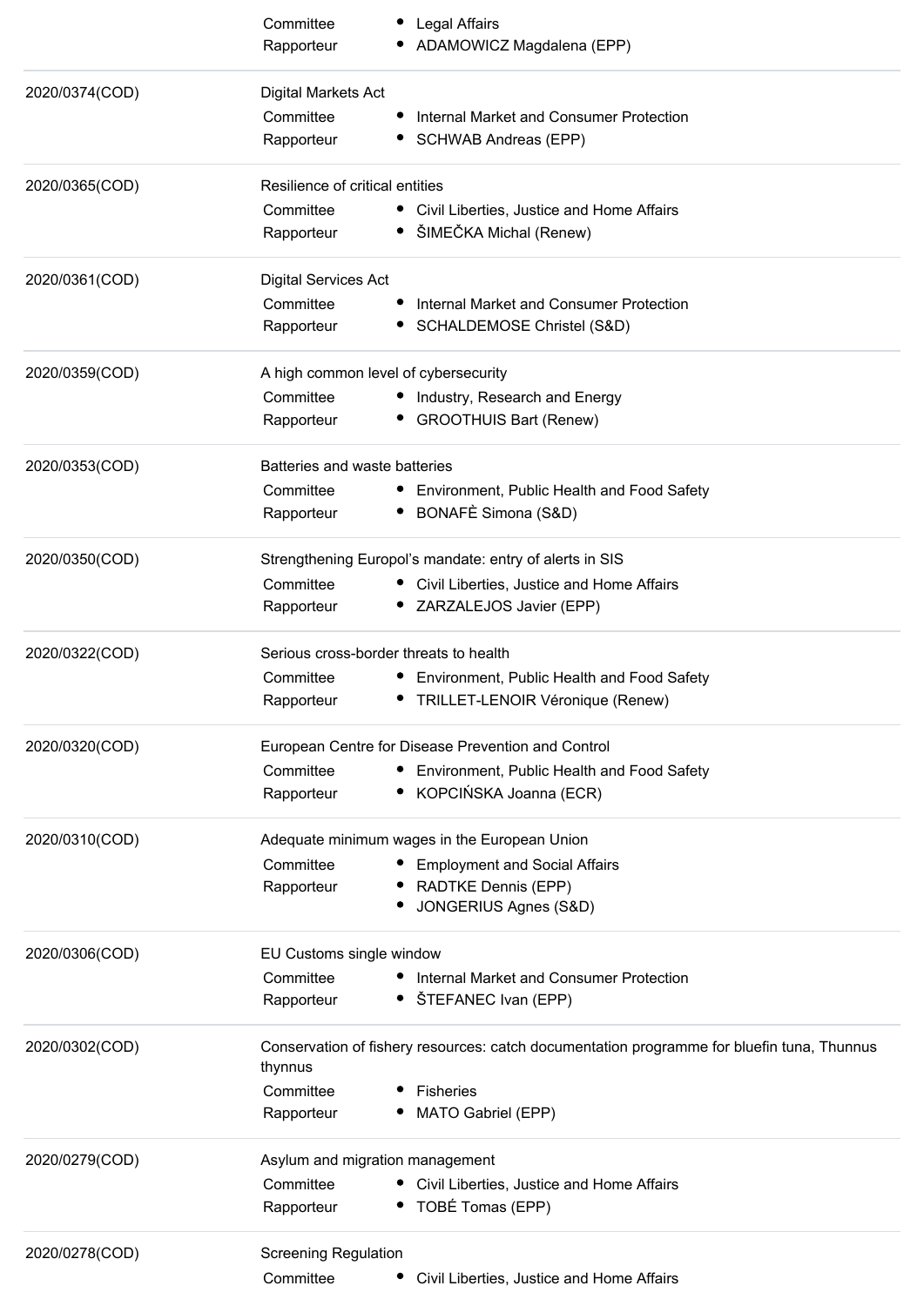| | | |
|---|---|---|
| | Committee | • Legal Affairs |
| | Rapporteur | • ADAMOWICZ Magdalena (EPP) |
| 2020/0374(COD) | Digital Markets Act | |
| | Committee | • Internal Market and Consumer Protection |
| | Rapporteur | • SCHWAB Andreas (EPP) |
| 2020/0365(COD) | Resilience of critical entities | |
| | Committee | • Civil Liberties, Justice and Home Affairs |
| | Rapporteur | • ŠIMEČKA Michal (Renew) |
| 2020/0361(COD) | Digital Services Act | |
| | Committee | • Internal Market and Consumer Protection |
| | Rapporteur | • SCHALDEMOSE Christel (S&D) |
| 2020/0359(COD) | A high common level of cybersecurity | |
| | Committee | • Industry, Research and Energy |
| | Rapporteur | • GROOTHUIS Bart (Renew) |
| 2020/0353(COD) | Batteries and waste batteries | |
| | Committee | • Environment, Public Health and Food Safety |
| | Rapporteur | • BONAFÈ Simona (S&D) |
| 2020/0350(COD) | Strengthening Europol's mandate: entry of alerts in SIS | |
| | Committee | • Civil Liberties, Justice and Home Affairs |
| | Rapporteur | • ZARZALEJOS Javier (EPP) |
| 2020/0322(COD) | Serious cross-border threats to health | |
| | Committee | • Environment, Public Health and Food Safety |
| | Rapporteur | • TRILLET-LENOIR Véronique (Renew) |
| 2020/0320(COD) | European Centre for Disease Prevention and Control | |
| | Committee | • Environment, Public Health and Food Safety |
| | Rapporteur | • KOPCIŃSKA Joanna (ECR) |
| 2020/0310(COD) | Adequate minimum wages in the European Union | |
| | Committee | • Employment and Social Affairs |
| | Rapporteur | • RADTKE Dennis (EPP)<br>• JONGERIUS Agnes (S&D) |
| 2020/0306(COD) | EU Customs single window | |
| | Committee | • Internal Market and Consumer Protection |
| | Rapporteur | • ŠTEFANEC Ivan (EPP) |
| 2020/0302(COD) | Conservation of fishery resources: catch documentation programme for bluefin tuna, Thunnus thynnus | |
| | Committee | • Fisheries |
| | Rapporteur | • MATO Gabriel (EPP) |
| 2020/0279(COD) | Asylum and migration management | |
| | Committee | • Civil Liberties, Justice and Home Affairs |
| | Rapporteur | • TOBÉ Tomas (EPP) |
| 2020/0278(COD) | Screening Regulation | |
| | Committee | • Civil Liberties, Justice and Home Affairs |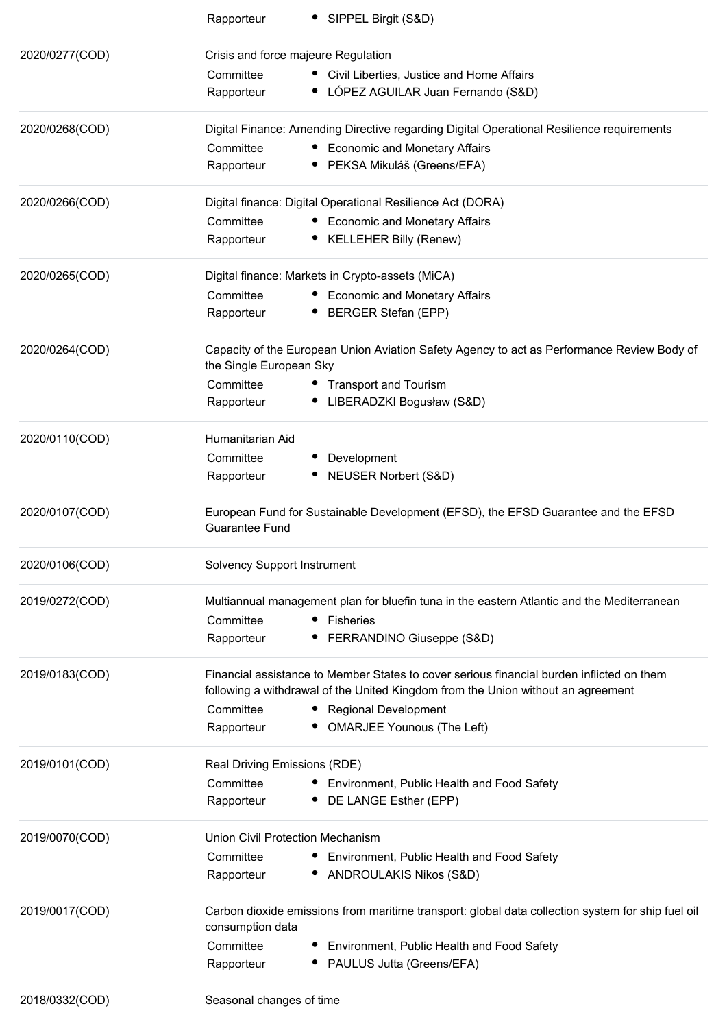| | |
|---|---|
| | Rapporteur • SIPPEL Birgit (S&D) |
| 2020/0277(COD) | Crisis and force majeure Regulation<br>Committee • Civil Liberties, Justice and Home Affairs<br>Rapporteur • LÓPEZ AGUILAR Juan Fernando (S&D) |
| 2020/0268(COD) | Digital Finance: Amending Directive regarding Digital Operational Resilience requirements<br>Committee • Economic and Monetary Affairs<br>Rapporteur • PEKSA Mikuláš (Greens/EFA) |
| 2020/0266(COD) | Digital finance: Digital Operational Resilience Act (DORA)<br>Committee • Economic and Monetary Affairs<br>Rapporteur • KELLEHER Billy (Renew) |
| 2020/0265(COD) | Digital finance: Markets in Crypto-assets (MiCA)<br>Committee • Economic and Monetary Affairs<br>Rapporteur • BERGER Stefan (EPP) |
| 2020/0264(COD) | Capacity of the European Union Aviation Safety Agency to act as Performance Review Body of the Single European Sky<br>Committee • Transport and Tourism<br>Rapporteur • LIBERADZKI Bogusław (S&D) |
| 2020/0110(COD) | Humanitarian Aid<br>Committee • Development<br>Rapporteur • NEUSER Norbert (S&D) |
| 2020/0107(COD) | European Fund for Sustainable Development (EFSD), the EFSD Guarantee and the EFSD Guarantee Fund |
| 2020/0106(COD) | Solvency Support Instrument |
| 2019/0272(COD) | Multiannual management plan for bluefin tuna in the eastern Atlantic and the Mediterranean<br>Committee • Fisheries<br>Rapporteur • FERRANDINO Giuseppe (S&D) |
| 2019/0183(COD) | Financial assistance to Member States to cover serious financial burden inflicted on them following a withdrawal of the United Kingdom from the Union without an agreement<br>Committee • Regional Development<br>Rapporteur • OMARJEE Younous (The Left) |
| 2019/0101(COD) | Real Driving Emissions (RDE)<br>Committee • Environment, Public Health and Food Safety<br>Rapporteur • DE LANGE Esther (EPP) |
| 2019/0070(COD) | Union Civil Protection Mechanism<br>Committee • Environment, Public Health and Food Safety<br>Rapporteur • ANDROULAKIS Nikos (S&D) |
| 2019/0017(COD) | Carbon dioxide emissions from maritime transport: global data collection system for ship fuel oil consumption data<br>Committee • Environment, Public Health and Food Safety<br>Rapporteur • PAULUS Jutta (Greens/EFA) |
| 2018/0332(COD) | Seasonal changes of time |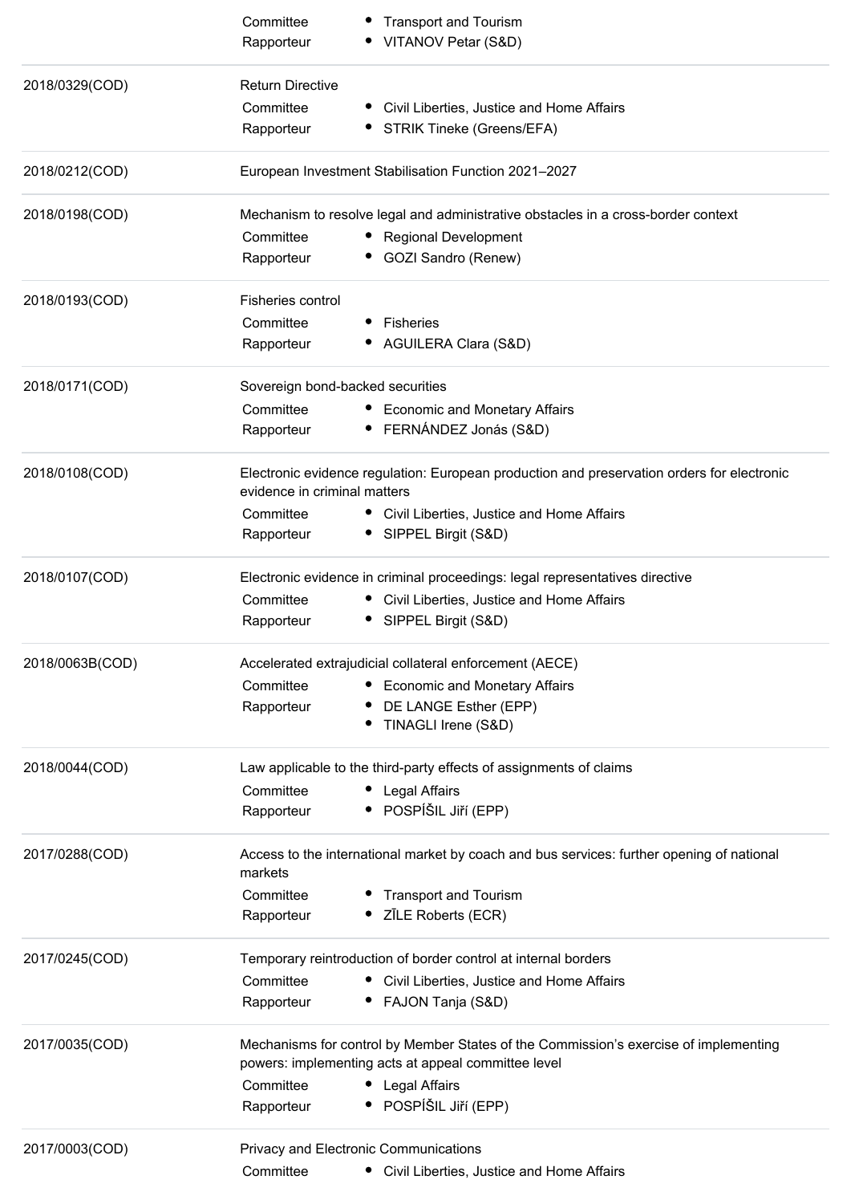| | | |
|---|---|---|
| | Committee | • Transport and Tourism |
| | Rapporteur | • VITANOV Petar (S&D) |
| 2018/0329(COD) | Return Directive | |
| | Committee | • Civil Liberties, Justice and Home Affairs |
| | Rapporteur | • STRIK Tineke (Greens/EFA) |
| 2018/0212(COD) | European Investment Stabilisation Function 2021–2027 | |
| 2018/0198(COD) | Mechanism to resolve legal and administrative obstacles in a cross-border context | |
| | Committee | • Regional Development |
| | Rapporteur | • GOZI Sandro (Renew) |
| 2018/0193(COD) | Fisheries control | |
| | Committee | • Fisheries |
| | Rapporteur | • AGUILERA Clara (S&D) |
| 2018/0171(COD) | Sovereign bond-backed securities | |
| | Committee | • Economic and Monetary Affairs |
| | Rapporteur | • FERNÁNDEZ Jonás (S&D) |
| 2018/0108(COD) | Electronic evidence regulation: European production and preservation orders for electronic evidence in criminal matters | |
| | Committee | • Civil Liberties, Justice and Home Affairs |
| | Rapporteur | • SIPPEL Birgit (S&D) |
| 2018/0107(COD) | Electronic evidence in criminal proceedings: legal representatives directive | |
| | Committee | • Civil Liberties, Justice and Home Affairs |
| | Rapporteur | • SIPPEL Birgit (S&D) |
| 2018/0063B(COD) | Accelerated extrajudicial collateral enforcement (AECE) | |
| | Committee | • Economic and Monetary Affairs |
| | Rapporteur | • DE LANGE Esther (EPP)<br>• TINAGLI Irene (S&D) |
| 2018/0044(COD) | Law applicable to the third-party effects of assignments of claims | |
| | Committee | • Legal Affairs |
| | Rapporteur | • POSPÍŠIL Jiří (EPP) |
| 2017/0288(COD) | Access to the international market by coach and bus services: further opening of national markets | |
| | Committee | • Transport and Tourism |
| | Rapporteur | • ZĪLE Roberts (ECR) |
| 2017/0245(COD) | Temporary reintroduction of border control at internal borders | |
| | Committee | • Civil Liberties, Justice and Home Affairs |
| | Rapporteur | • FAJON Tanja (S&D) |
| 2017/0035(COD) | Mechanisms for control by Member States of the Commission's exercise of implementing powers: implementing acts at appeal committee level | |
| | Committee | • Legal Affairs |
| | Rapporteur | • POSPÍŠIL Jiří (EPP) |
| 2017/0003(COD) | Privacy and Electronic Communications | |
| | Committee | • Civil Liberties, Justice and Home Affairs |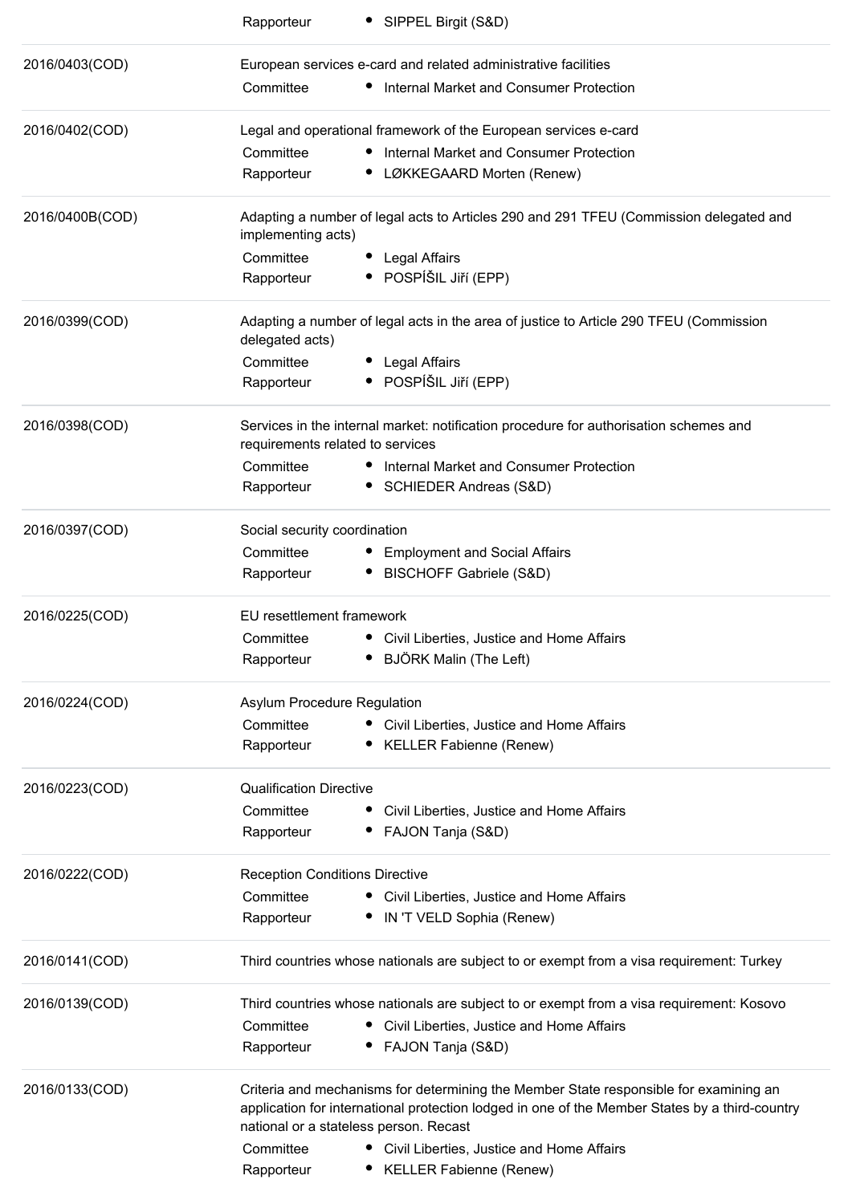| | | |
|---|---|---|
| | Rapporteur | • SIPPEL Birgit (S&D) |
| 2016/0403(COD) | European services e-card and related administrative facilities | |
| | Committee | • Internal Market and Consumer Protection |
| 2016/0402(COD) | Legal and operational framework of the European services e-card | |
| | Committee | • Internal Market and Consumer Protection |
| | Rapporteur | • LØKKEGAARD Morten (Renew) |
| 2016/0400B(COD) | Adapting a number of legal acts to Articles 290 and 291 TFEU (Commission delegated and implementing acts) | |
| | Committee | • Legal Affairs |
| | Rapporteur | • POSPÍŠIL Jiří (EPP) |
| 2016/0399(COD) | Adapting a number of legal acts in the area of justice to Article 290 TFEU (Commission delegated acts) | |
| | Committee | • Legal Affairs |
| | Rapporteur | • POSPÍŠIL Jiří (EPP) |
| 2016/0398(COD) | Services in the internal market: notification procedure for authorisation schemes and requirements related to services | |
| | Committee | • Internal Market and Consumer Protection |
| | Rapporteur | • SCHIEDER Andreas (S&D) |
| 2016/0397(COD) | Social security coordination | |
| | Committee | • Employment and Social Affairs |
| | Rapporteur | • BISCHOFF Gabriele (S&D) |
| 2016/0225(COD) | EU resettlement framework | |
| | Committee | • Civil Liberties, Justice and Home Affairs |
| | Rapporteur | • BJÖRK Malin (The Left) |
| 2016/0224(COD) | Asylum Procedure Regulation | |
| | Committee | • Civil Liberties, Justice and Home Affairs |
| | Rapporteur | • KELLER Fabienne (Renew) |
| 2016/0223(COD) | Qualification Directive | |
| | Committee | • Civil Liberties, Justice and Home Affairs |
| | Rapporteur | • FAJON Tanja (S&D) |
| 2016/0222(COD) | Reception Conditions Directive | |
| | Committee | • Civil Liberties, Justice and Home Affairs |
| | Rapporteur | • IN 'T VELD Sophia (Renew) |
| 2016/0141(COD) | Third countries whose nationals are subject to or exempt from a visa requirement: Turkey | |
| 2016/0139(COD) | Third countries whose nationals are subject to or exempt from a visa requirement: Kosovo | |
| | Committee | • Civil Liberties, Justice and Home Affairs |
| | Rapporteur | • FAJON Tanja (S&D) |
| 2016/0133(COD) | Criteria and mechanisms for determining the Member State responsible for examining an application for international protection lodged in one of the Member States by a third-country national or a stateless person. Recast | |
| | Committee | • Civil Liberties, Justice and Home Affairs |
| | Rapporteur | • KELLER Fabienne (Renew) |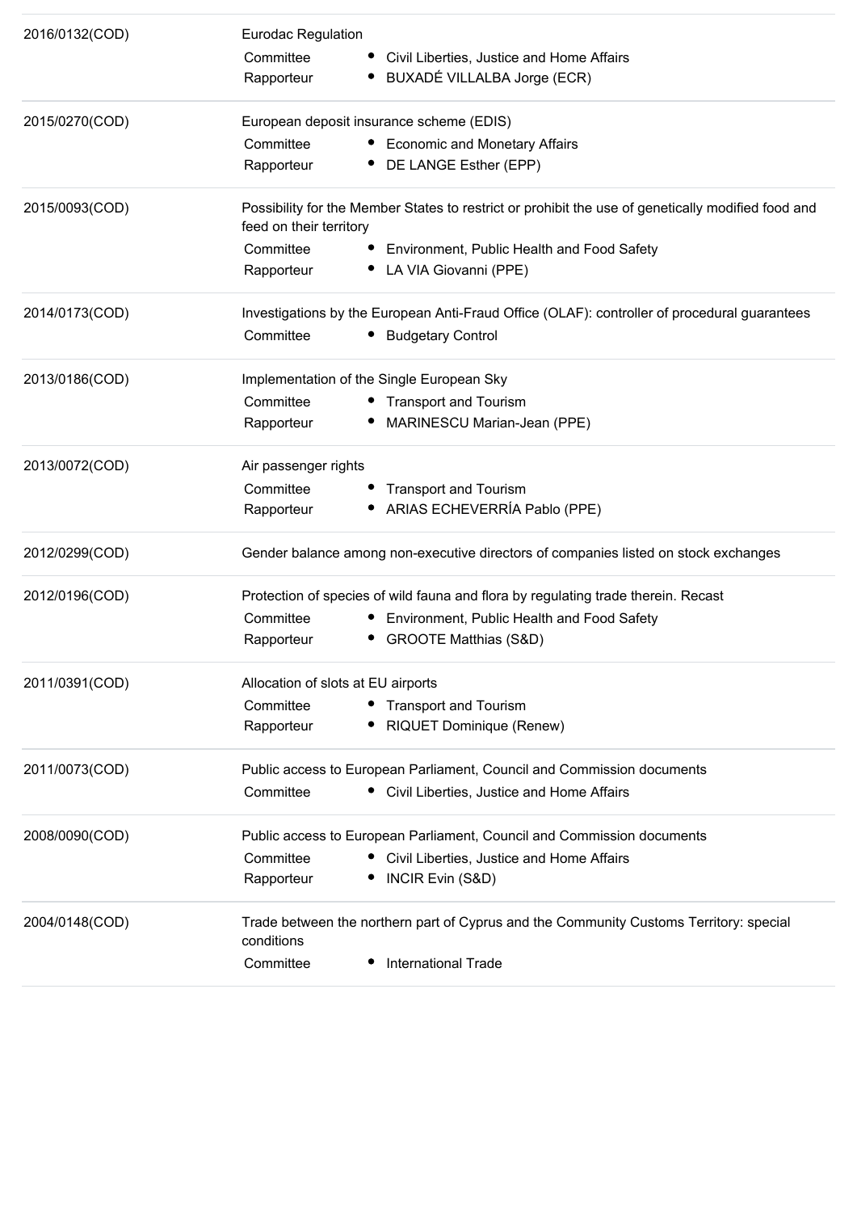| | |
|---|---|
| 2016/0132(COD) | Eurodac Regulation<br>Committee • Civil Liberties, Justice and Home Affairs<br>Rapporteur • BUXADÉ VILLALBA Jorge (ECR) |
| 2015/0270(COD) | European deposit insurance scheme (EDIS)<br>Committee • Economic and Monetary Affairs<br>Rapporteur • DE LANGE Esther (EPP) |
| 2015/0093(COD) | Possibility for the Member States to restrict or prohibit the use of genetically modified food and feed on their territory<br>Committee • Environment, Public Health and Food Safety<br>Rapporteur • LA VIA Giovanni (PPE) |
| 2014/0173(COD) | Investigations by the European Anti-Fraud Office (OLAF): controller of procedural guarantees<br>Committee • Budgetary Control |
| 2013/0186(COD) | Implementation of the Single European Sky<br>Committee • Transport and Tourism<br>Rapporteur • MARINESCU Marian-Jean (PPE) |
| 2013/0072(COD) | Air passenger rights<br>Committee • Transport and Tourism<br>Rapporteur • ARIAS ECHEVERRÍA Pablo (PPE) |
| 2012/0299(COD) | Gender balance among non-executive directors of companies listed on stock exchanges |
| 2012/0196(COD) | Protection of species of wild fauna and flora by regulating trade therein. Recast<br>Committee • Environment, Public Health and Food Safety<br>Rapporteur • GROOTE Matthias (S&D) |
| 2011/0391(COD) | Allocation of slots at EU airports<br>Committee • Transport and Tourism<br>Rapporteur • RIQUET Dominique (Renew) |
| 2011/0073(COD) | Public access to European Parliament, Council and Commission documents<br>Committee • Civil Liberties, Justice and Home Affairs |
| 2008/0090(COD) | Public access to European Parliament, Council and Commission documents<br>Committee • Civil Liberties, Justice and Home Affairs<br>Rapporteur • INCIR Evin (S&D) |
| 2004/0148(COD) | Trade between the northern part of Cyprus and the Community Customs Territory: special conditions<br>Committee • International Trade |